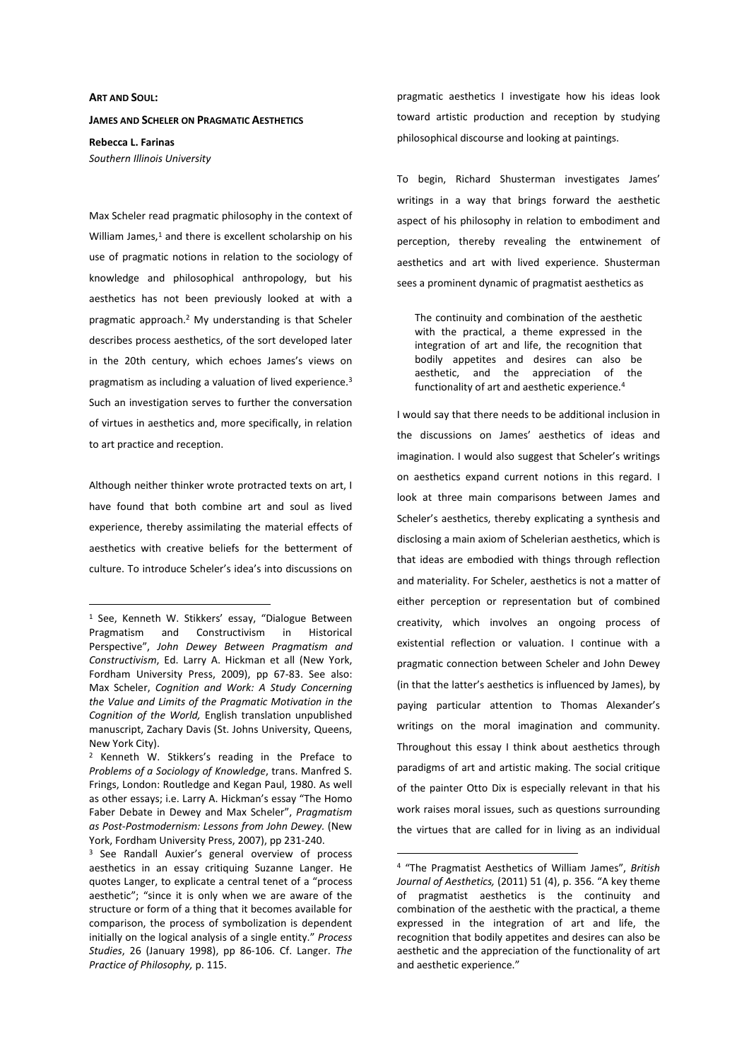**ART AND SOUL:**

**JAMES AND SCHELER ON PRAGMATIC AESTHETICS**

**Rebecca L. Farinas**

*Southern Illinois University*

Max Scheler read pragmatic philosophy in the context of William James,[1] and there is excellent scholarship on his use of pragmatic notions in relation to the sociology of knowledge and philosophical anthropology, but his aesthetics has not been previously looked at with a pragmatic approach.[2] My understanding is that Scheler describes process aesthetics, of the sort developed later in the 20th century, which echoes James's views on pragmatism as including a valuation of lived experience.[3] Such an investigation serves to further the conversation of virtues in aesthetics and, more specifically, in relation to art practice and reception.

Although neither thinker wrote protracted texts on art, I have found that both combine art and soul as lived experience, thereby assimilating the material effects of aesthetics with creative beliefs for the betterment of culture. To introduce Scheler's idea's into discussions on pragmatic aesthetics I investigate how his ideas look toward artistic production and reception by studying philosophical discourse and looking at paintings.

To begin, Richard Shusterman investigates James' writings in a way that brings forward the aesthetic aspect of his philosophy in relation to embodiment and perception, thereby revealing the entwinement of aesthetics and art with lived experience. Shusterman sees a prominent dynamic of pragmatist aesthetics as

> The continuity and combination of the aesthetic with the practical, a theme expressed in the integration of art and life, the recognition that bodily appetites and desires can also be aesthetic, and the appreciation of the functionality of art and aesthetic experience.[4]

I would say that there needs to be additional inclusion in the discussions on James' aesthetics of ideas and imagination. I would also suggest that Scheler's writings on aesthetics expand current notions in this regard. I look at three main comparisons between James and Scheler's aesthetics, thereby explicating a synthesis and disclosing a main axiom of Schelerian aesthetics, which is that ideas are embodied with things through reflection and materiality. For Scheler, aesthetics is not a matter of either perception or representation but of combined creativity, which involves an ongoing process of existential reflection or valuation. I continue with a pragmatic connection between Scheler and John Dewey (in that the latter's aesthetics is influenced by James), by paying particular attention to Thomas Alexander's writings on the moral imagination and community. Throughout this essay I think about aesthetics through paradigms of art and artistic making. The social critique of the painter Otto Dix is especially relevant in that his work raises moral issues, such as questions surrounding the virtues that are called for in living as an individual

---

[1] See, Kenneth W. Stikkers' essay, "Dialogue Between Pragmatism and Constructivism in Historical Perspective", *John Dewey Between Pragmatism and Constructivism*, Ed. Larry A. Hickman et all (New York, Fordham University Press, 2009), pp 67-83. See also: Max Scheler, *Cognition and Work: A Study Concerning the Value and Limits of the Pragmatic Motivation in the Cognition of the World,* English translation unpublished manuscript, Zachary Davis (St. Johns University, Queens, New York City).

[2] Kenneth W. Stikkers's reading in the Preface to *Problems of a Sociology of Knowledge*, trans. Manfred S. Frings, London: Routledge and Kegan Paul, 1980. As well as other essays; i.e. Larry A. Hickman's essay "The Homo Faber Debate in Dewey and Max Scheler", *Pragmatism as Post-Postmodernism: Lessons from John Dewey.* (New York, Fordham University Press, 2007), pp 231-240.

[3] See Randall Auxier's general overview of process aesthetics in an essay critiquing Suzanne Langer. He quotes Langer, to explicate a central tenet of a "process aesthetic"; "since it is only when we are aware of the structure or form of a thing that it becomes available for comparison, the process of symbolization is dependent initially on the logical analysis of a single entity." *Process Studies*, 26 (January 1998), pp 86-106. Cf. Langer. *The Practice of Philosophy,* p. 115.

[4] "The Pragmatist Aesthetics of William James", *British Journal of Aesthetics,* (2011) 51 (4), p. 356. "A key theme of pragmatist aesthetics is the continuity and combination of the aesthetic with the practical, a theme expressed in the integration of art and life, the recognition that bodily appetites and desires can also be aesthetic and the appreciation of the functionality of art and aesthetic experience."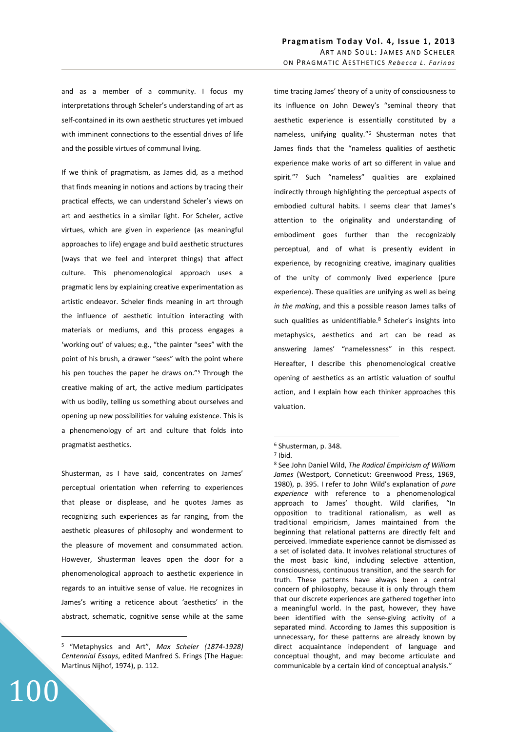and as a member of a community. I focus my interpretations through Scheler's understanding of art as self-contained in its own aesthetic structures yet imbued with imminent connections to the essential drives of life and the possible virtues of communal living.

If we think of pragmatism, as James did, as a method that finds meaning in notions and actions by tracing their practical effects, we can understand Scheler's views on art and aesthetics in a similar light. For Scheler, active virtues, which are given in experience (as meaningful approaches to life) engage and build aesthetic structures (ways that we feel and interpret things) that affect culture. This phenomenological approach uses a pragmatic lens by explaining creative experimentation as artistic endeavor. Scheler finds meaning in art through the influence of aesthetic intuition interacting with materials or mediums, and this process engages a 'working out' of values; e.g., "the painter "sees" with the point of his brush, a drawer "sees" with the point where his pen touches the paper he draws on."[5] Through the creative making of art, the active medium participates with us bodily, telling us something about ourselves and opening up new possibilities for valuing existence. This is a phenomenology of art and culture that folds into pragmatist aesthetics.

Shusterman, as I have said, concentrates on James' perceptual orientation when referring to experiences that please or displease, and he quotes James as recognizing such experiences as far ranging, from the aesthetic pleasures of philosophy and wonderment to the pleasure of movement and consummated action. However, Shusterman leaves open the door for a phenomenological approach to aesthetic experience in regards to an intuitive sense of value. He recognizes in James's writing a reticence about 'aesthetics' in the abstract, schematic, cognitive sense while at the same time tracing James' theory of a unity of consciousness to its influence on John Dewey's "seminal theory that aesthetic experience is essentially constituted by a nameless, unifying quality."[6] Shusterman notes that James finds that the "nameless qualities of aesthetic experience make works of art so different in value and spirit."[7] Such "nameless" qualities are explained indirectly through highlighting the perceptual aspects of embodied cultural habits. I seems clear that James's attention to the originality and understanding of embodiment goes further than the recognizably perceptual, and of what is presently evident in experience, by recognizing creative, imaginary qualities of the unity of commonly lived experience (pure experience). These qualities are unifying as well as being *in the making*, and this a possible reason James talks of such qualities as unidentifiable.[8] Scheler's insights into metaphysics, aesthetics and art can be read as answering James' "namelessness" in this respect. Hereafter, I describe this phenomenological creative opening of aesthetics as an artistic valuation of soulful action, and I explain how each thinker approaches this valuation.

---

[5] "Metaphysics and Art", *Max Scheler (1874-1928) Centennial Essays*, edited Manfred S. Frings (The Hague: Martinus Nijhof, 1974), p. 112.

[6] Shusterman, p. 348.

[7] Ibid.

[8] See John Daniel Wild, *The Radical Empiricism of William James* (Westport, Conneticut: Greenwood Press, 1969, 1980), p. 395. I refer to John Wild's explanation of *pure experience* with reference to a phenomenological approach to James' thought. Wild clarifies, "In opposition to traditional rationalism, as well as traditional empiricism, James maintained from the beginning that relational patterns are directly felt and perceived. Immediate experience cannot be dismissed as a set of isolated data. It involves relational structures of the most basic kind, including selective attention, consciousness, continuous transition, and the search for truth. These patterns have always been a central concern of philosophy, because it is only through them that our discrete experiences are gathered together into a meaningful world. In the past, however, they have been identified with the sense-giving activity of a separated mind. According to James this supposition is unnecessary, for these patterns are already known by direct acquaintance independent of language and conceptual thought, and may become articulate and communicable by a certain kind of conceptual analysis."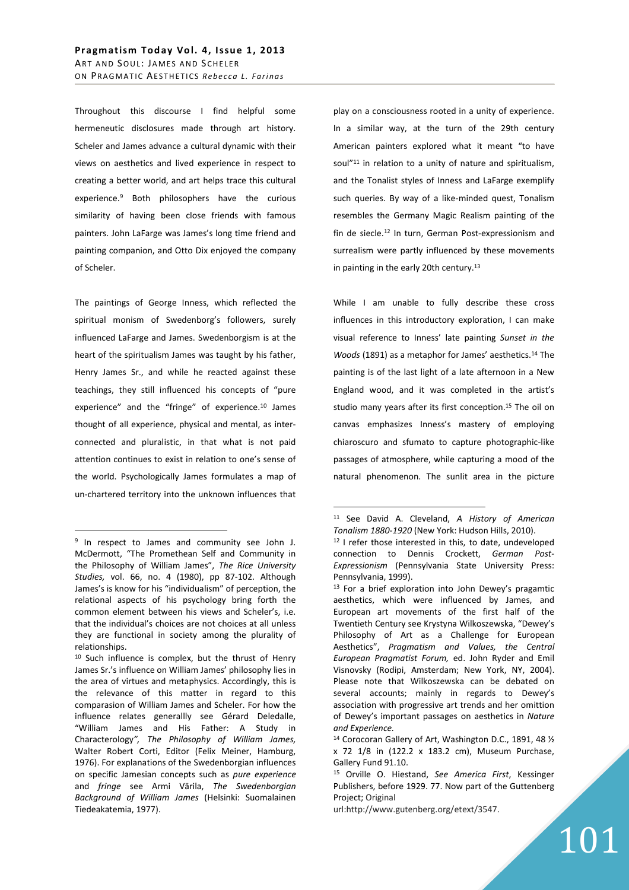Throughout this discourse I find helpful some hermeneutic disclosures made through art history. Scheler and James advance a cultural dynamic with their views on aesthetics and lived experience in respect to creating a better world, and art helps trace this cultural experience.[9] Both philosophers have the curious similarity of having been close friends with famous painters. John LaFarge was James's long time friend and painting companion, and Otto Dix enjoyed the company of Scheler.

The paintings of George Inness, which reflected the spiritual monism of Swedenborg's followers, surely influenced LaFarge and James. Swedenborgism is at the heart of the spiritualism James was taught by his father, Henry James Sr., and while he reacted against these teachings, they still influenced his concepts of "pure experience" and the "fringe" of experience.[10] James thought of all experience, physical and mental, as inter-connected and pluralistic, in that what is not paid attention continues to exist in relation to one's sense of the world. Psychologically James formulates a map of un-chartered territory into the unknown influences that play on a consciousness rooted in a unity of experience. In a similar way, at the turn of the 29th century American painters explored what it meant "to have soul"[11] in relation to a unity of nature and spiritualism, and the Tonalist styles of Inness and LaFarge exemplify such queries. By way of a like-minded quest, Tonalism resembles the Germany Magic Realism painting of the fin de siecle.[12] In turn, German Post-expressionism and surrealism were partly influenced by these movements in painting in the early 20th century.[13]

While I am unable to fully describe these cross influences in this introductory exploration, I can make visual reference to Inness' late painting *Sunset in the Woods* (1891) as a metaphor for James' aesthetics.[14] The painting is of the last light of a late afternoon in a New England wood, and it was completed in the artist's studio many years after its first conception.[15] The oil on canvas emphasizes Inness's mastery of employing chiaroscuro and sfumato to capture photographic-like passages of atmosphere, while capturing a mood of the natural phenomenon. The sunlit area in the picture

---

[9] In respect to James and community see John J. McDermott, "The Promethean Self and Community in the Philosophy of William James", *The Rice University Studies,* vol. 66, no. 4 (1980), pp 87-102. Although James's is know for his "individualism" of perception, the relational aspects of his psychology bring forth the common element between his views and Scheler's, i.e. that the individual's choices are not choices at all unless they are functional in society among the plurality of relationships.

[10] Such influence is complex, but the thrust of Henry James Sr.'s influence on William James' philosophy lies in the area of virtues and metaphysics. Accordingly, this is the relevance of this matter in regard to this comparasion of William James and Scheler. For how the influence relates generallly see Gérard Deledalle, "William James and His Father: A Study in Characterology*", The Philosophy of William James,* Walter Robert Corti, Editor (Felix Meiner, Hamburg, 1976). For explanations of the Swedenborgian influences on specific Jamesian concepts such as *pure experience* and *fringe* see Armi Värila, *The Swedenborgian Background of William James* (Helsinki: Suomalainen Tiedeakatemia, 1977).

[11] See David A. Cleveland, *A History of American Tonalism 1880-1920* (New York: Hudson Hills, 2010).

[12] I refer those interested in this, to date, undeveloped connection to Dennis Crockett, *German Post-Expressionism* (Pennsylvania State University Press: Pennsylvania, 1999).

[13] For a brief exploration into John Dewey's pragamtic aesthetics, which were influenced by James, and European art movements of the first half of the Twentieth Century see Krystyna Wilkoszewska, "Dewey's Philosophy of Art as a Challenge for European Aesthetics", *Pragmatism and Values, the Central European Pragmatist Forum,* ed. John Ryder and Emil Visnovsky (Rodipi, Amsterdam; New York, NY, 2004). Please note that Wilkoszewska can be debated on several accounts; mainly in regards to Dewey's association with progressive art trends and her omittion of Dewey's important passages on aesthetics in *Nature and Experience.*

[14] Corocoran Gallery of Art, Washington D.C., 1891, 48 ½ x 72 1/8 in (122.2 x 183.2 cm), Museum Purchase, Gallery Fund 91.10.

[15] Orville O. Hiestand, *See America First*, Kessinger Publishers, before 1929. 77. Now part of the Guttenberg Project; Original url:http://www.gutenberg.org/etext/3547.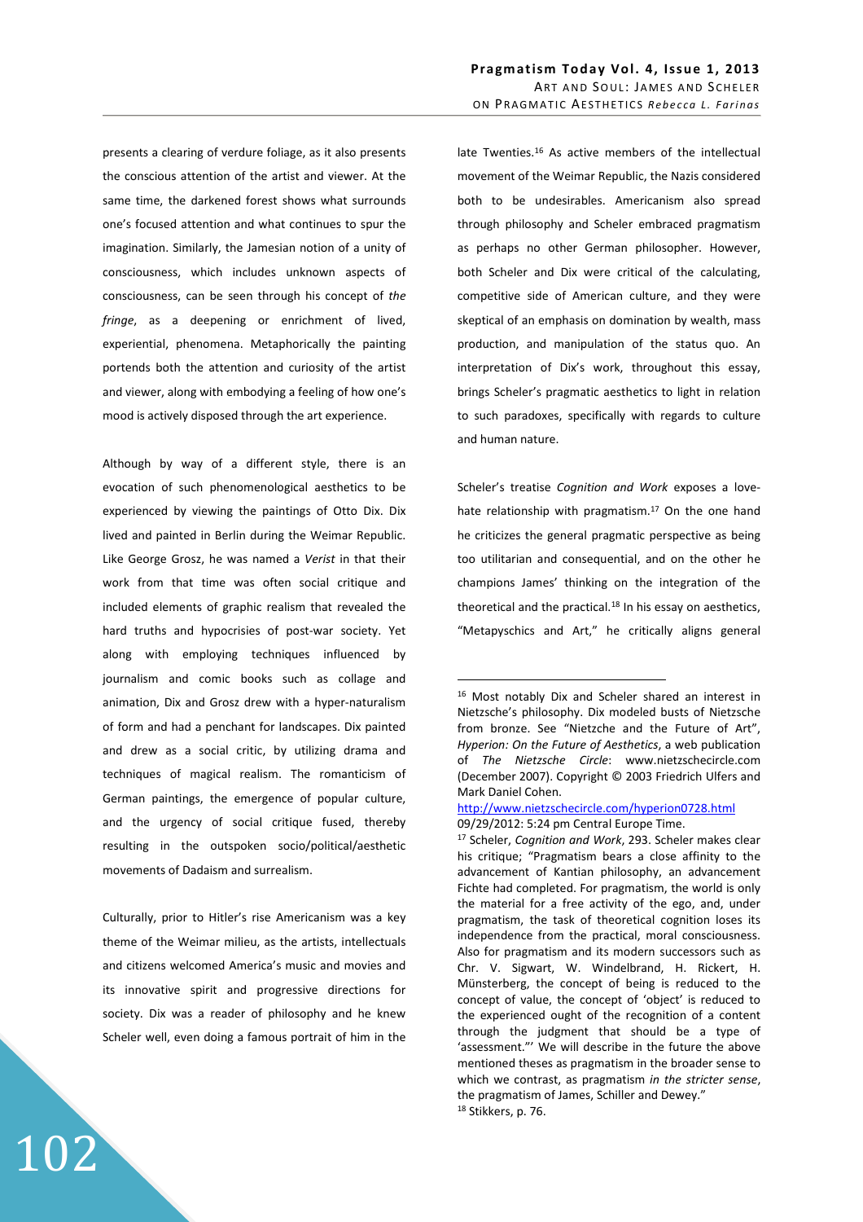presents a clearing of verdure foliage, as it also presents the conscious attention of the artist and viewer. At the same time, the darkened forest shows what surrounds one's focused attention and what continues to spur the imagination. Similarly, the Jamesian notion of a unity of consciousness, which includes unknown aspects of consciousness, can be seen through his concept of *the fringe*, as a deepening or enrichment of lived, experiential, phenomena. Metaphorically the painting portends both the attention and curiosity of the artist and viewer, along with embodying a feeling of how one's mood is actively disposed through the art experience.

Although by way of a different style, there is an evocation of such phenomenological aesthetics to be experienced by viewing the paintings of Otto Dix. Dix lived and painted in Berlin during the Weimar Republic. Like George Grosz, he was named a *Verist* in that their work from that time was often social critique and included elements of graphic realism that revealed the hard truths and hypocrisies of post-war society. Yet along with employing techniques influenced by journalism and comic books such as collage and animation, Dix and Grosz drew with a hyper-naturalism of form and had a penchant for landscapes. Dix painted and drew as a social critic, by utilizing drama and techniques of magical realism. The romanticism of German paintings, the emergence of popular culture, and the urgency of social critique fused, thereby resulting in the outspoken socio/political/aesthetic movements of Dadaism and surrealism.

Culturally, prior to Hitler's rise Americanism was a key theme of the Weimar milieu, as the artists, intellectuals and citizens welcomed America's music and movies and its innovative spirit and progressive directions for society. Dix was a reader of philosophy and he knew Scheler well, even doing a famous portrait of him in the late Twenties.[16] As active members of the intellectual movement of the Weimar Republic, the Nazis considered both to be undesirables. Americanism also spread through philosophy and Scheler embraced pragmatism as perhaps no other German philosopher. However, both Scheler and Dix were critical of the calculating, competitive side of American culture, and they were skeptical of an emphasis on domination by wealth, mass production, and manipulation of the status quo. An interpretation of Dix's work, throughout this essay, brings Scheler's pragmatic aesthetics to light in relation to such paradoxes, specifically with regards to culture and human nature.

Scheler's treatise *Cognition and Work* exposes a love-hate relationship with pragmatism.[17] On the one hand he criticizes the general pragmatic perspective as being too utilitarian and consequential, and on the other he champions James' thinking on the integration of the theoretical and the practical.[18] In his essay on aesthetics, "Metapyschics and Art," he critically aligns general

---

[16] Most notably Dix and Scheler shared an interest in Nietzsche's philosophy. Dix modeled busts of Nietzsche from bronze. See "Nietzche and the Future of Art", *Hyperion: On the Future of Aesthetics*, a web publication of *The Nietzsche Circle*: www.nietzschecircle.com (December 2007). Copyright © 2003 Friedrich Ulfers and Mark Daniel Cohen.
http://www.nietzschecircle.com/hyperion0728.html
09/29/2012: 5:24 pm Central Europe Time.

[17] Scheler, *Cognition and Work*, 293. Scheler makes clear his critique; "Pragmatism bears a close affinity to the advancement of Kantian philosophy, an advancement Fichte had completed. For pragmatism, the world is only the material for a free activity of the ego, and, under pragmatism, the task of theoretical cognition loses its independence from the practical, moral consciousness. Also for pragmatism and its modern successors such as Chr. V. Sigwart, W. Windelbrand, H. Rickert, H. Münsterberg, the concept of being is reduced to the concept of value, the concept of 'object' is reduced to the experienced ought of the recognition of a content through the judgment that should be a type of 'assessment."' We will describe in the future the above mentioned theses as pragmatism in the broader sense to which we contrast, as pragmatism *in the stricter sense*, the pragmatism of James, Schiller and Dewey."

[18] Stikkers, p. 76.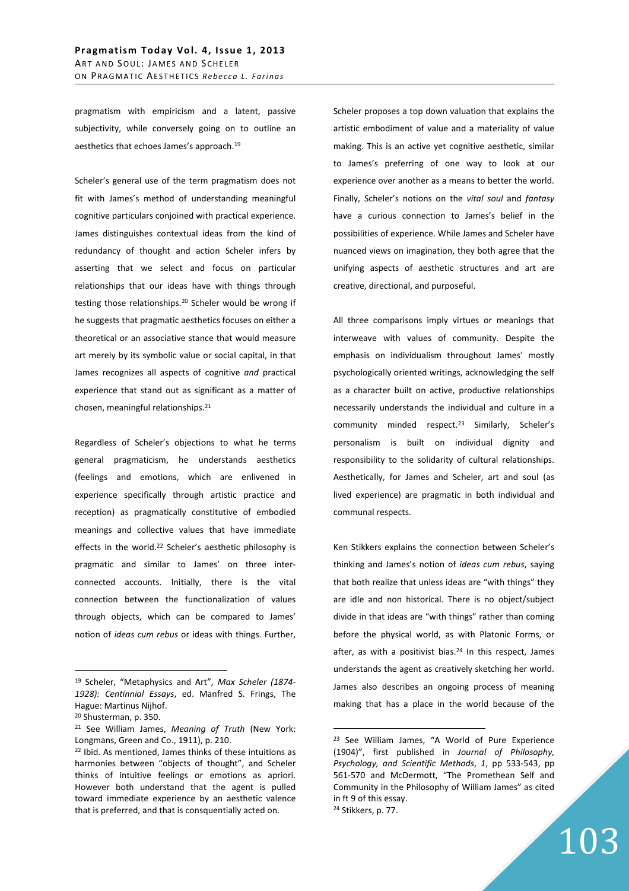pragmatism with empiricism and a latent, passive subjectivity, while conversely going on to outline an aesthetics that echoes James's approach.[19]

Scheler's general use of the term pragmatism does not fit with James's method of understanding meaningful cognitive particulars conjoined with practical experience. James distinguishes contextual ideas from the kind of redundancy of thought and action Scheler infers by asserting that we select and focus on particular relationships that our ideas have with things through testing those relationships.[20] Scheler would be wrong if he suggests that pragmatic aesthetics focuses on either a theoretical or an associative stance that would measure art merely by its symbolic value or social capital, in that James recognizes all aspects of cognitive *and* practical experience that stand out as significant as a matter of chosen, meaningful relationships.[21]

Regardless of Scheler's objections to what he terms general pragmaticism, he understands aesthetics (feelings and emotions, which are enlivened in experience specifically through artistic practice and reception) as pragmatically constitutive of embodied meanings and collective values that have immediate effects in the world.[22] Scheler's aesthetic philosophy is pragmatic and similar to James' on three inter-connected accounts. Initially, there is the vital connection between the functionalization of values through objects, which can be compared to James' notion of *ideas cum rebus* or ideas with things. Further, Scheler proposes a top down valuation that explains the artistic embodiment of value and a materiality of value making. This is an active yet cognitive aesthetic, similar to James's preferring of one way to look at our experience over another as a means to better the world. Finally, Scheler's notions on the *vital soul* and *fantasy* have a curious connection to James's belief in the possibilities of experience. While James and Scheler have nuanced views on imagination, they both agree that the unifying aspects of aesthetic structures and art are creative, directional, and purposeful.

All three comparisons imply virtues or meanings that interweave with values of community. Despite the emphasis on individualism throughout James' mostly psychologically oriented writings, acknowledging the self as a character built on active, productive relationships necessarily understands the individual and culture in a community minded respect.[23] Similarly, Scheler's personalism is built on individual dignity and responsibility to the solidarity of cultural relationships. Aesthetically, for James and Scheler, art and soul (as lived experience) are pragmatic in both individual and communal respects.

Ken Stikkers explains the connection between Scheler's thinking and James's notion of *ideas cum rebus*, saying that both realize that unless ideas are "with things" they are idle and non historical. There is no object/subject divide in that ideas are "with things" rather than coming before the physical world, as with Platonic Forms, or after, as with a positivist bias.[24] In this respect, James understands the agent as creatively sketching her world. James also describes an ongoing process of meaning making that has a place in the world because of the

---

[19] Scheler, "Metaphysics and Art", *Max Scheler (1874-1928): Centinnial Essays*, ed. Manfred S. Frings, The Hague: Martinus Nijhof.

[20] Shusterman, p. 350.

[21] See William James, *Meaning of Truth* (New York: Longmans, Green and Co., 1911), p. 210.

[22] Ibid. As mentioned, James thinks of these intuitions as harmonies between "objects of thought", and Scheler thinks of intuitive feelings or emotions as apriori. However both understand that the agent is pulled toward immediate experience by an aesthetic valence that is preferred, and that is consquentially acted on.

[23] See William James, "A World of Pure Experience (1904)", first published in *Journal of Philosophy, Psychology, and Scientific Methods*, *1*, pp 533-543, pp 561-570 and McDermott, "The Promethean Self and Community in the Philosophy of William James" as cited in ft 9 of this essay.

[24] Stikkers, p. 77.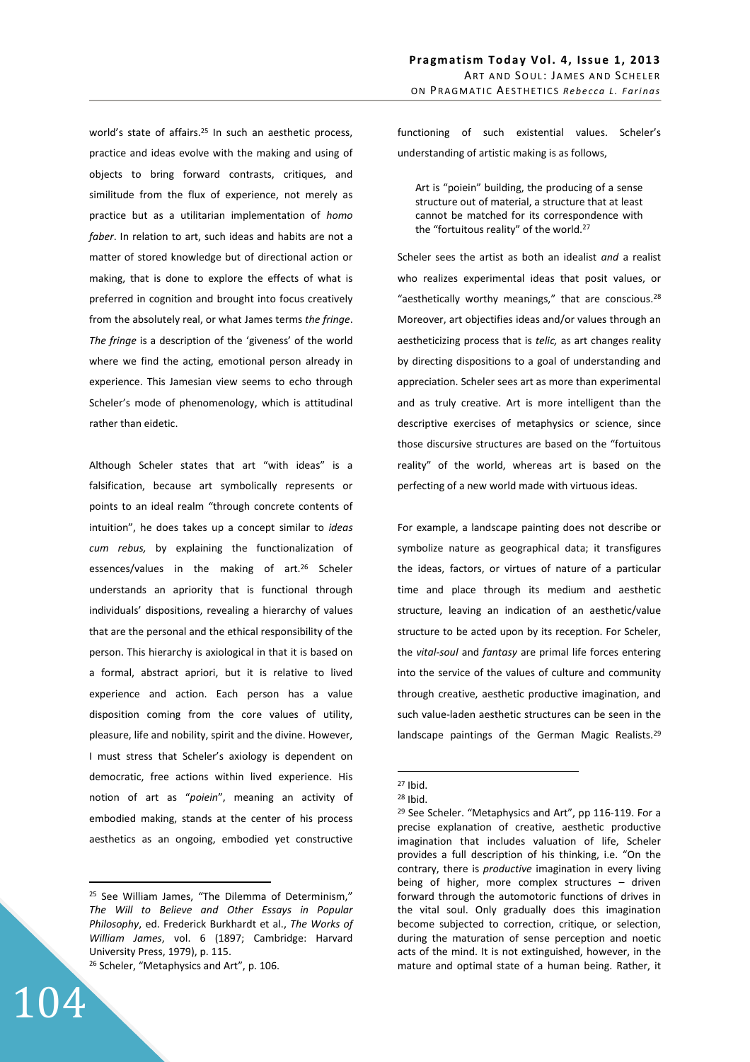world's state of affairs.[25] In such an aesthetic process, practice and ideas evolve with the making and using of objects to bring forward contrasts, critiques, and similitude from the flux of experience, not merely as practice but as a utilitarian implementation of *homo faber*. In relation to art, such ideas and habits are not a matter of stored knowledge but of directional action or making, that is done to explore the effects of what is preferred in cognition and brought into focus creatively from the absolutely real, or what James terms *the fringe*. *The fringe* is a description of the 'giveness' of the world where we find the acting, emotional person already in experience. This Jamesian view seems to echo through Scheler's mode of phenomenology, which is attitudinal rather than eidetic.

Although Scheler states that art "with ideas" is a falsification, because art symbolically represents or points to an ideal realm "through concrete contents of intuition", he does takes up a concept similar to *ideas cum rebus,* by explaining the functionalization of essences/values in the making of art.[26] Scheler understands an apriority that is functional through individuals' dispositions, revealing a hierarchy of values that are the personal and the ethical responsibility of the person. This hierarchy is axiological in that it is based on a formal, abstract apriori, but it is relative to lived experience and action. Each person has a value disposition coming from the core values of utility, pleasure, life and nobility, spirit and the divine. However, I must stress that Scheler's axiology is dependent on democratic, free actions within lived experience. His notion of art as "*poiein*", meaning an activity of embodied making, stands at the center of his process aesthetics as an ongoing, embodied yet constructive functioning of such existential values. Scheler's understanding of artistic making is as follows,

> Art is "poiein" building, the producing of a sense structure out of material, a structure that at least cannot be matched for its correspondence with the "fortuitous reality" of the world.[27]

Scheler sees the artist as both an idealist *and* a realist who realizes experimental ideas that posit values, or "aesthetically worthy meanings," that are conscious.[28] Moreover, art objectifies ideas and/or values through an aestheticizing process that is *telic,* as art changes reality by directing dispositions to a goal of understanding and appreciation. Scheler sees art as more than experimental and as truly creative. Art is more intelligent than the descriptive exercises of metaphysics or science, since those discursive structures are based on the "fortuitous reality" of the world, whereas art is based on the perfecting of a new world made with virtuous ideas.

For example, a landscape painting does not describe or symbolize nature as geographical data; it transfigures the ideas, factors, or virtues of nature of a particular time and place through its medium and aesthetic structure, leaving an indication of an aesthetic/value structure to be acted upon by its reception. For Scheler, the *vital-soul* and *fantasy* are primal life forces entering into the service of the values of culture and community through creative, aesthetic productive imagination, and such value-laden aesthetic structures can be seen in the landscape paintings of the German Magic Realists.[29]

---

[25] See William James, "The Dilemma of Determinism," *The Will to Believe and Other Essays in Popular Philosophy*, ed. Frederick Burkhardt et al., *The Works of William James*, vol. 6 (1897; Cambridge: Harvard University Press, 1979), p. 115.

[26] Scheler, "Metaphysics and Art", p. 106.

[27] Ibid.

[28] Ibid.

[29] See Scheler. "Metaphysics and Art", pp 116-119. For a precise explanation of creative, aesthetic productive imagination that includes valuation of life, Scheler provides a full description of his thinking, i.e. "On the contrary, there is *productive* imagination in every living being of higher, more complex structures – driven forward through the automotoric functions of drives in the vital soul. Only gradually does this imagination become subjected to correction, critique, or selection, during the maturation of sense perception and noetic acts of the mind. It is not extinguished, however, in the mature and optimal state of a human being. Rather, it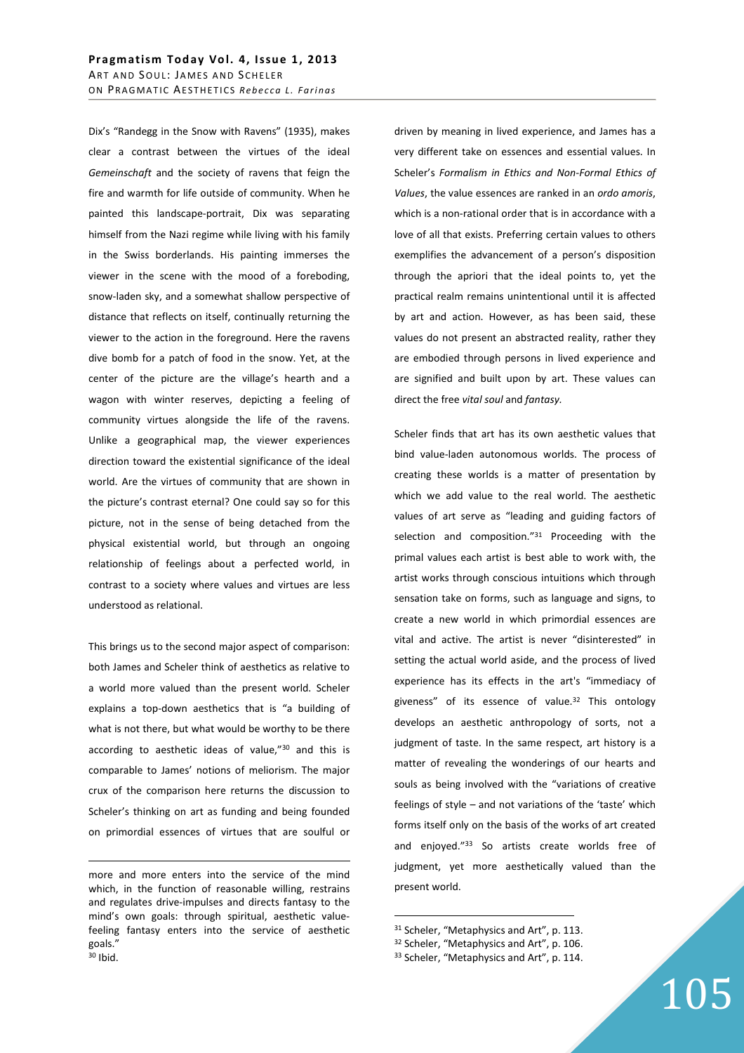Dix's "Randegg in the Snow with Ravens" (1935), makes clear a contrast between the virtues of the ideal *Gemeinschaft* and the society of ravens that feign the fire and warmth for life outside of community. When he painted this landscape-portrait, Dix was separating himself from the Nazi regime while living with his family in the Swiss borderlands. His painting immerses the viewer in the scene with the mood of a foreboding, snow-laden sky, and a somewhat shallow perspective of distance that reflects on itself, continually returning the viewer to the action in the foreground. Here the ravens dive bomb for a patch of food in the snow. Yet, at the center of the picture are the village's hearth and a wagon with winter reserves, depicting a feeling of community virtues alongside the life of the ravens. Unlike a geographical map, the viewer experiences direction toward the existential significance of the ideal world. Are the virtues of community that are shown in the picture's contrast eternal? One could say so for this picture, not in the sense of being detached from the physical existential world, but through an ongoing relationship of feelings about a perfected world, in contrast to a society where values and virtues are less understood as relational.

This brings us to the second major aspect of comparison: both James and Scheler think of aesthetics as relative to a world more valued than the present world. Scheler explains a top-down aesthetics that is "a building of what is not there, but what would be worthy to be there according to aesthetic ideas of value,"[30] and this is comparable to James' notions of meliorism. The major crux of the comparison here returns the discussion to Scheler's thinking on art as funding and being founded on primordial essences of virtues that are soulful or driven by meaning in lived experience, and James has a very different take on essences and essential values. In Scheler's *Formalism in Ethics and Non-Formal Ethics of Values*, the value essences are ranked in an *ordo amoris*, which is a non-rational order that is in accordance with a love of all that exists. Preferring certain values to others exemplifies the advancement of a person's disposition through the apriori that the ideal points to, yet the practical realm remains unintentional until it is affected by art and action. However, as has been said, these values do not present an abstracted reality, rather they are embodied through persons in lived experience and are signified and built upon by art. These values can direct the free *vital soul* and *fantasy*.

Scheler finds that art has its own aesthetic values that bind value-laden autonomous worlds. The process of creating these worlds is a matter of presentation by which we add value to the real world. The aesthetic values of art serve as "leading and guiding factors of selection and composition."[31] Proceeding with the primal values each artist is best able to work with, the artist works through conscious intuitions which through sensation take on forms, such as language and signs, to create a new world in which primordial essences are vital and active. The artist is never "disinterested" in setting the actual world aside, and the process of lived experience has its effects in the art's "immediacy of giveness" of its essence of value.[32] This ontology develops an aesthetic anthropology of sorts, not a judgment of taste. In the same respect, art history is a matter of revealing the wonderings of our hearts and souls as being involved with the "variations of creative feelings of style – and not variations of the 'taste' which forms itself only on the basis of the works of art created and enjoyed."[33] So artists create worlds free of judgment, yet more aesthetically valued than the present world.

---

more and more enters into the service of the mind which, in the function of reasonable willing, restrains and regulates drive-impulses and directs fantasy to the mind's own goals: through spiritual, aesthetic value-feeling fantasy enters into the service of aesthetic goals."

[30] Ibid.

[31] Scheler, "Metaphysics and Art", p. 113.

[32] Scheler, "Metaphysics and Art", p. 106.

[33] Scheler, "Metaphysics and Art", p. 114.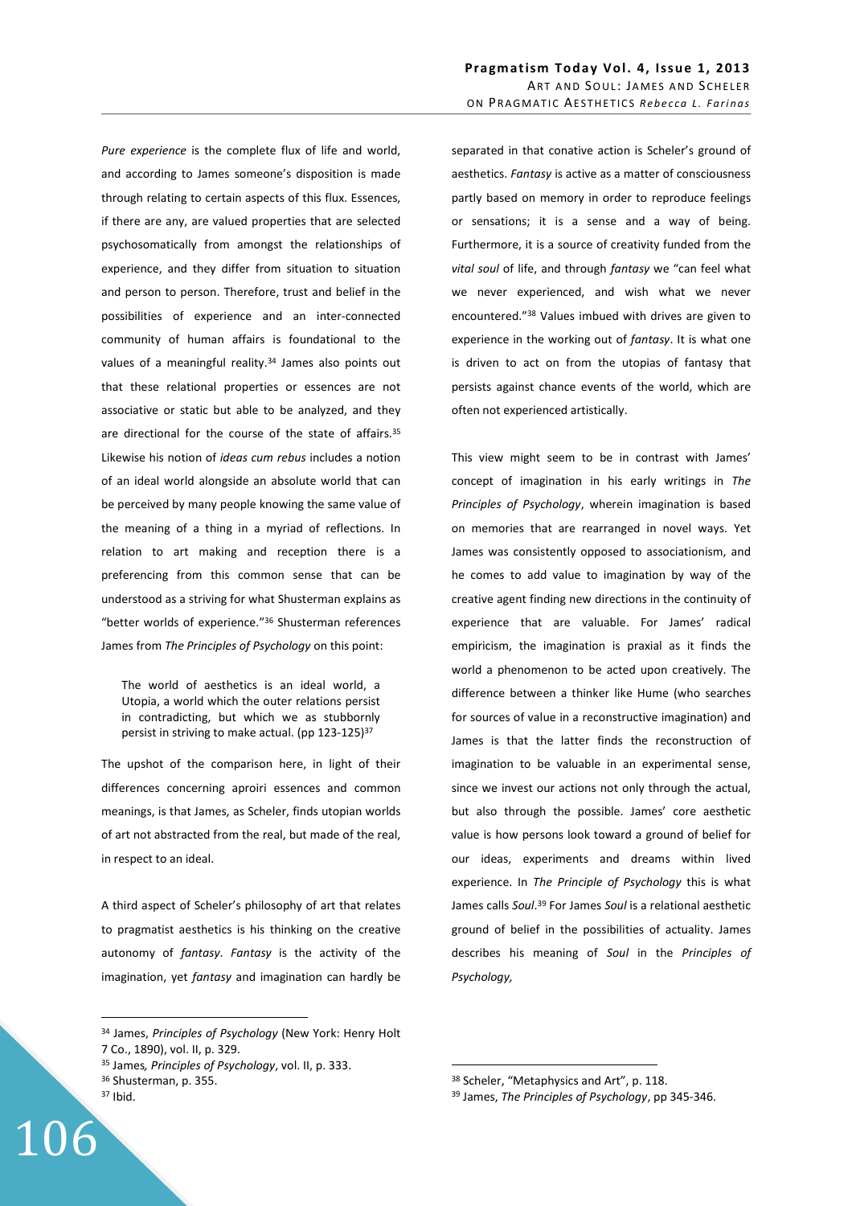*Pure experience* is the complete flux of life and world, and according to James someone's disposition is made through relating to certain aspects of this flux. Essences, if there are any, are valued properties that are selected psychosomatically from amongst the relationships of experience, and they differ from situation to situation and person to person. Therefore, trust and belief in the possibilities of experience and an inter-connected community of human affairs is foundational to the values of a meaningful reality.[34] James also points out that these relational properties or essences are not associative or static but able to be analyzed, and they are directional for the course of the state of affairs.[35] Likewise his notion of *ideas cum rebus* includes a notion of an ideal world alongside an absolute world that can be perceived by many people knowing the same value of the meaning of a thing in a myriad of reflections. In relation to art making and reception there is a preferencing from this common sense that can be understood as a striving for what Shusterman explains as "better worlds of experience."[36] Shusterman references James from *The Principles of Psychology* on this point:

> The world of aesthetics is an ideal world, a Utopia, a world which the outer relations persist in contradicting, but which we as stubbornly persist in striving to make actual. (pp 123-125)[37]

The upshot of the comparison here, in light of their differences concerning aproiri essences and common meanings, is that James, as Scheler, finds utopian worlds of art not abstracted from the real, but made of the real, in respect to an ideal.

A third aspect of Scheler's philosophy of art that relates to pragmatist aesthetics is his thinking on the creative autonomy of *fantasy*. *Fantasy* is the activity of the imagination, yet *fantasy* and imagination can hardly be separated in that conative action is Scheler's ground of aesthetics. *Fantasy* is active as a matter of consciousness partly based on memory in order to reproduce feelings or sensations; it is a sense and a way of being. Furthermore, it is a source of creativity funded from the *vital soul* of life, and through *fantasy* we "can feel what we never experienced, and wish what we never encountered."[38] Values imbued with drives are given to experience in the working out of *fantasy*. It is what one is driven to act on from the utopias of fantasy that persists against chance events of the world, which are often not experienced artistically.

This view might seem to be in contrast with James' concept of imagination in his early writings in *The Principles of Psychology*, wherein imagination is based on memories that are rearranged in novel ways. Yet James was consistently opposed to associationism, and he comes to add value to imagination by way of the creative agent finding new directions in the continuity of experience that are valuable. For James' radical empiricism, the imagination is praxial as it finds the world a phenomenon to be acted upon creatively. The difference between a thinker like Hume (who searches for sources of value in a reconstructive imagination) and James is that the latter finds the reconstruction of imagination to be valuable in an experimental sense, since we invest our actions not only through the actual, but also through the possible. James' core aesthetic value is how persons look toward a ground of belief for our ideas, experiments and dreams within lived experience. In *The Principle of Psychology* this is what James calls *Soul*.[39] For James *Soul* is a relational aesthetic ground of belief in the possibilities of actuality. James describes his meaning of *Soul* in the *Principles of Psychology,*

---

[34] James, *Principles of Psychology* (New York: Henry Holt 7 Co., 1890), vol. II, p. 329.

[35] James*, Principles of Psychology*, vol. II, p. 333.

[36] Shusterman, p. 355.

[37] Ibid.

[38] Scheler, "Metaphysics and Art", p. 118.

[39] James, *The Principles of Psychology*, pp 345-346.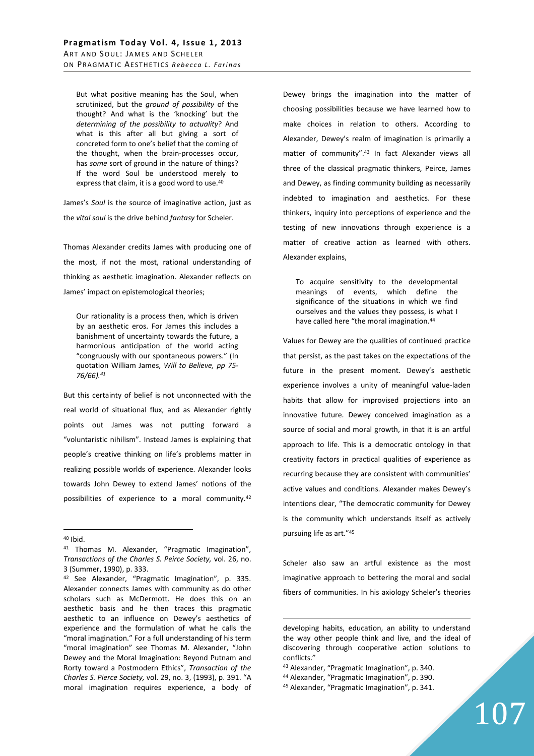> But what positive meaning has the Soul, when scrutinized, but the *ground of possibility* of the thought? And what is the 'knocking' but the *determining of the possibility to actuality*? And what is this after all but giving a sort of concreted form to one's belief that the coming of the thought, when the brain-processes occur, has *some* sort of ground in the nature of things? If the word Soul be understood merely to express that claim, it is a good word to use.[40]

James's *Soul* is the source of imaginative action, just as the *vital soul* is the drive behind *fantasy* for Scheler.

Thomas Alexander credits James with producing one of the most, if not the most, rational understanding of thinking as aesthetic imagination. Alexander reflects on James' impact on epistemological theories;

> Our rationality is a process then, which is driven by an aesthetic eros. For James this includes a banishment of uncertainty towards the future, a harmonious anticipation of the world acting "congruously with our spontaneous powers." (In quotation William James, *Will to Believe, pp 75-76/66).*[41]

But this certainty of belief is not unconnected with the real world of situational flux, and as Alexander rightly points out James was not putting forward a "voluntaristic nihilism". Instead James is explaining that people's creative thinking on life's problems matter in realizing possible worlds of experience. Alexander looks towards John Dewey to extend James' notions of the possibilities of experience to a moral community.[42] Dewey brings the imagination into the matter of choosing possibilities because we have learned how to make choices in relation to others. According to Alexander, Dewey's realm of imagination is primarily a matter of community".[43] In fact Alexander views all three of the classical pragmatic thinkers, Peirce, James and Dewey, as finding community building as necessarily indebted to imagination and aesthetics. For these thinkers, inquiry into perceptions of experience and the testing of new innovations through experience is a matter of creative action as learned with others. Alexander explains,

> To acquire sensitivity to the developmental meanings of events, which define the significance of the situations in which we find ourselves and the values they possess, is what I have called here "the moral imagination.[44]

Values for Dewey are the qualities of continued practice that persist, as the past takes on the expectations of the future in the present moment. Dewey's aesthetic experience involves a unity of meaningful value-laden habits that allow for improvised projections into an innovative future. Dewey conceived imagination as a source of social and moral growth, in that it is an artful approach to life. This is a democratic ontology in that creativity factors in practical qualities of experience as recurring because they are consistent with communities' active values and conditions. Alexander makes Dewey's intentions clear, "The democratic community for Dewey is the community which understands itself as actively pursuing life as art."[45]

Scheler also saw an artful existence as the most imaginative approach to bettering the moral and social fibers of communities. In his axiology Scheler's theories

---

[40] Ibid.

[41] Thomas M. Alexander, "Pragmatic Imagination", *Transactions of the Charles S. Peirce Society,* vol. 26, no. 3 (Summer, 1990), p. 333.

[42] See Alexander, "Pragmatic Imagination", p. 335. Alexander connects James with community as do other scholars such as McDermott. He does this on an aesthetic basis and he then traces this pragmatic aesthetic to an influence on Dewey's aesthetics of experience and the formulation of what he calls the "moral imagination." For a full understanding of his term "moral imagination" see Thomas M. Alexander, "John Dewey and the Moral Imagination: Beyond Putnam and Rorty toward a Postmodern Ethics", *Transaction of the Charles S. Pierce Society,* vol. 29, no. 3, (1993), p. 391. "A moral imagination requires experience, a body of developing habits, education, an ability to understand the way other people think and live, and the ideal of discovering through cooperative action solutions to conflicts."

[43] Alexander, "Pragmatic Imagination", p. 340.

[44] Alexander, "Pragmatic Imagination", p. 390.

[45] Alexander, "Pragmatic Imagination", p. 341.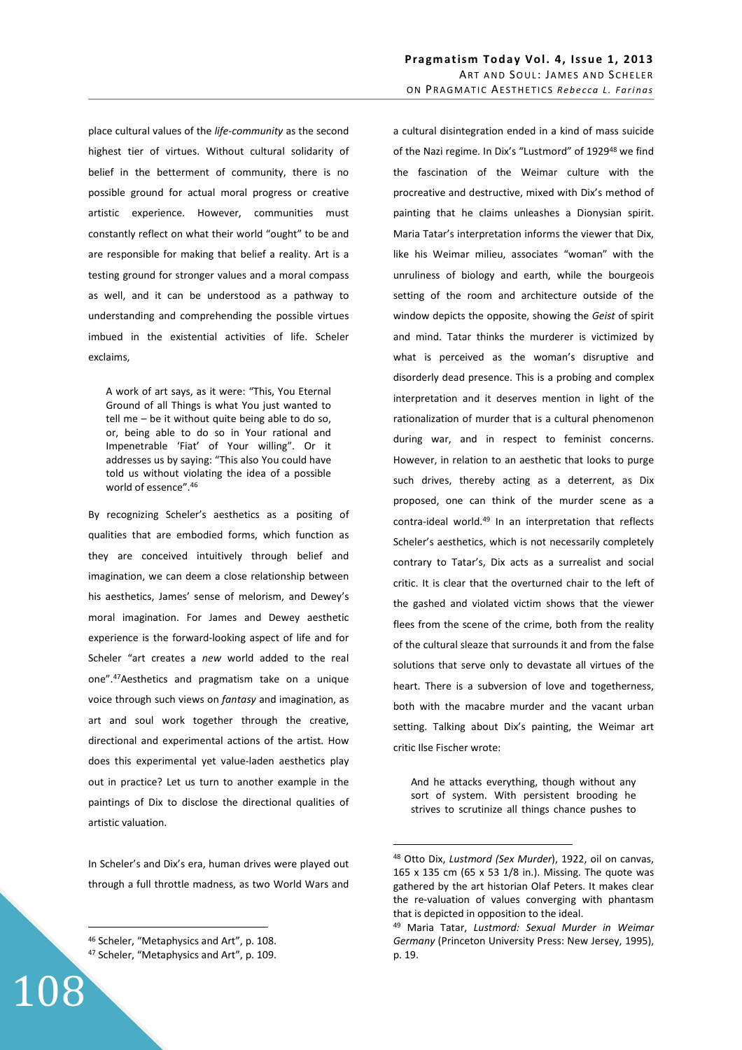place cultural values of the *life-community* as the second highest tier of virtues. Without cultural solidarity of belief in the betterment of community, there is no possible ground for actual moral progress or creative artistic experience. However, communities must constantly reflect on what their world "ought" to be and are responsible for making that belief a reality. Art is a testing ground for stronger values and a moral compass as well, and it can be understood as a pathway to understanding and comprehending the possible virtues imbued in the existential activities of life. Scheler exclaims,

> A work of art says, as it were: "This, You Eternal Ground of all Things is what You just wanted to tell me – be it without quite being able to do so, or, being able to do so in Your rational and Impenetrable 'Fiat' of Your willing". Or it addresses us by saying: "This also You could have told us without violating the idea of a possible world of essence".[46]

By recognizing Scheler's aesthetics as a positing of qualities that are embodied forms, which function as they are conceived intuitively through belief and imagination, we can deem a close relationship between his aesthetics, James' sense of melorism, and Dewey's moral imagination. For James and Dewey aesthetic experience is the forward-looking aspect of life and for Scheler "art creates a *new* world added to the real one".[47] Aesthetics and pragmatism take on a unique voice through such views on *fantasy* and imagination, as art and soul work together through the creative, directional and experimental actions of the artist. How does this experimental yet value-laden aesthetics play out in practice? Let us turn to another example in the paintings of Dix to disclose the directional qualities of artistic valuation.

In Scheler's and Dix's era, human drives were played out through a full throttle madness, as two World Wars and a cultural disintegration ended in a kind of mass suicide of the Nazi regime. In Dix's "Lustmord" of 1929[48] we find the fascination of the Weimar culture with the procreative and destructive, mixed with Dix's method of painting that he claims unleashes a Dionysian spirit. Maria Tatar's interpretation informs the viewer that Dix, like his Weimar milieu, associates "woman" with the unruliness of biology and earth, while the bourgeois setting of the room and architecture outside of the window depicts the opposite, showing the *Geist* of spirit and mind. Tatar thinks the murderer is victimized by what is perceived as the woman's disruptive and disorderly dead presence. This is a probing and complex interpretation and it deserves mention in light of the rationalization of murder that is a cultural phenomenon during war, and in respect to feminist concerns. However, in relation to an aesthetic that looks to purge such drives, thereby acting as a deterrent, as Dix proposed, one can think of the murder scene as a contra-ideal world.[49] In an interpretation that reflects Scheler's aesthetics, which is not necessarily completely contrary to Tatar's, Dix acts as a surrealist and social critic. It is clear that the overturned chair to the left of the gashed and violated victim shows that the viewer flees from the scene of the crime, both from the reality of the cultural sleaze that surrounds it and from the false solutions that serve only to devastate all virtues of the heart. There is a subversion of love and togetherness, both with the macabre murder and the vacant urban setting. Talking about Dix's painting, the Weimar art critic Ilse Fischer wrote:

> And he attacks everything, though without any sort of system. With persistent brooding he strives to scrutinize all things chance pushes to

---

[46] Scheler, "Metaphysics and Art", p. 108.

[47] Scheler, "Metaphysics and Art", p. 109.

[48] Otto Dix, *Lustmord (Sex Murder)*, 1922, oil on canvas, 165 x 135 cm (65 x 53 1/8 in.). Missing. The quote was gathered by the art historian Olaf Peters. It makes clear the re-valuation of values converging with phantasm that is depicted in opposition to the ideal.

[49] Maria Tatar, *Lustmord: Sexual Murder in Weimar Germany* (Princeton University Press: New Jersey, 1995), p. 19.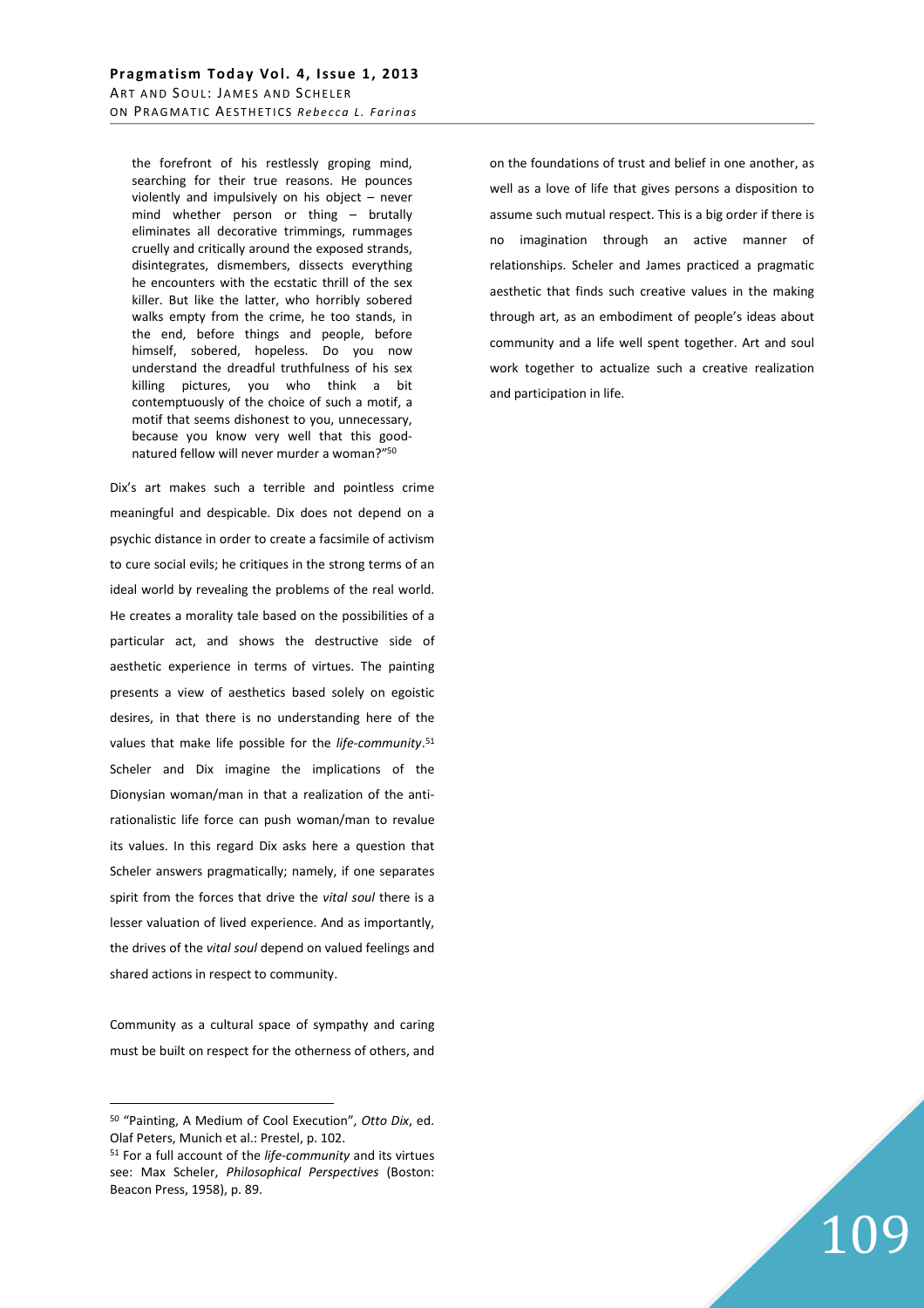the forefront of his restlessly groping mind, searching for their true reasons. He pounces violently and impulsively on his object – never mind whether person or thing – brutally eliminates all decorative trimmings, rummages cruelly and critically around the exposed strands, disintegrates, dismembers, dissects everything he encounters with the ecstatic thrill of the sex killer. But like the latter, who horribly sobered walks empty from the crime, he too stands, in the end, before things and people, before himself, sobered, hopeless. Do you now understand the dreadful truthfulness of his sex killing pictures, you who think a bit contemptuously of the choice of such a motif, a motif that seems dishonest to you, unnecessary, because you know very well that this good-natured fellow will never murder a woman?"[50]

Dix's art makes such a terrible and pointless crime meaningful and despicable. Dix does not depend on a psychic distance in order to create a facsimile of activism to cure social evils; he critiques in the strong terms of an ideal world by revealing the problems of the real world. He creates a morality tale based on the possibilities of a particular act, and shows the destructive side of aesthetic experience in terms of virtues. The painting presents a view of aesthetics based solely on egoistic desires, in that there is no understanding here of the values that make life possible for the *life-community*.[51] Scheler and Dix imagine the implications of the Dionysian woman/man in that a realization of the anti-rationalistic life force can push woman/man to revalue its values. In this regard Dix asks here a question that Scheler answers pragmatically; namely, if one separates spirit from the forces that drive the *vital soul* there is a lesser valuation of lived experience. And as importantly, the drives of the *vital soul* depend on valued feelings and shared actions in respect to community.

Community as a cultural space of sympathy and caring must be built on respect for the otherness of others, and on the foundations of trust and belief in one another, as well as a love of life that gives persons a disposition to assume such mutual respect. This is a big order if there is no imagination through an active manner of relationships. Scheler and James practiced a pragmatic aesthetic that finds such creative values in the making through art, as an embodiment of people's ideas about community and a life well spent together. Art and soul work together to actualize such a creative realization and participation in life.

---

[50] "Painting, A Medium of Cool Execution", *Otto Dix*, ed. Olaf Peters, Munich et al.: Prestel, p. 102.

[51] For a full account of the *life-community* and its virtues see: Max Scheler, *Philosophical Perspectives* (Boston: Beacon Press, 1958), p. 89.